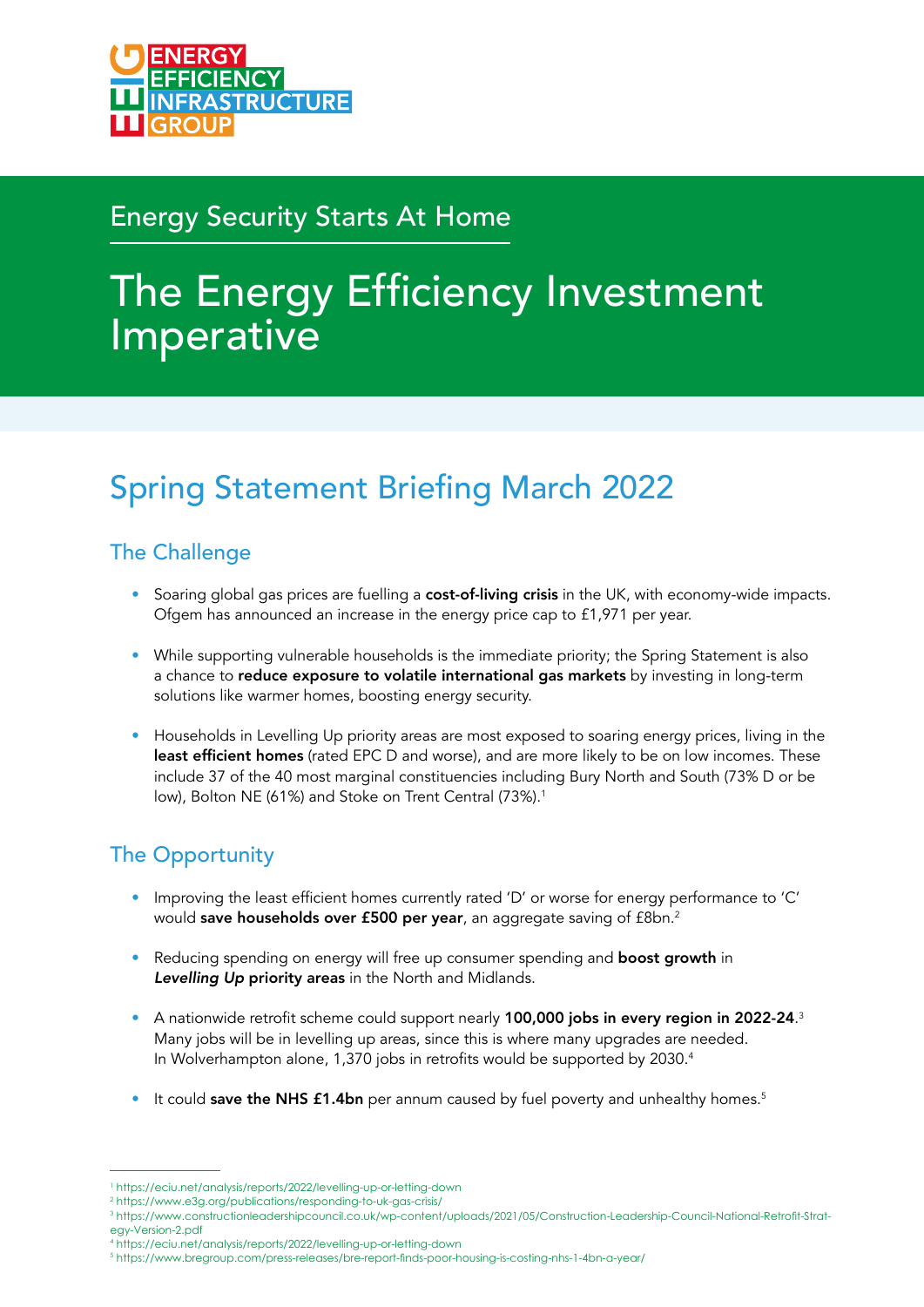ENERGY EFFICIENCY INFRASTRUCTURE GROUP

Energy Security Starts At Home

# The Energy Efficiency Investment Imperative

## Spring Statement Briefing March 2022

### The Challenge

- Soaring global gas prices are fuelling a **cost-of-living crisis** in the UK, with economy-wide impacts. Ofgem has announced an increase in the energy price cap to £1,971 per year.
- While supporting vulnerable households is the immediate priority; the Spring Statement is also a chance to **reduce exposure to volatile international gas markets** by investing in long-term solutions like warmer homes, boosting energy security.
- Households in Levelling Up priority areas are most exposed to soaring energy prices, living in the **least efficient homes** (rated EPC D and worse), and are more likely to be on low incomes. These include 37 of the 40 most marginal constituencies including Bury North and South (73% D or below), Bolton NE (61%) and Stoke on Trent Central (73%).[1]

### The Opportunity

- Improving the least efficient homes currently rated 'D' or worse for energy performance to 'C' would **save households over £500 per year**, an aggregate saving of £8bn.[2]
- Reducing spending on energy will free up consumer spending and **boost growth** in ***Levelling Up*** **priority areas** in the North and Midlands.
- A nationwide retrofit scheme could support nearly **100,000 jobs in every region in 2022-24**.[3] Many jobs will be in levelling up areas, since this is where many upgrades are needed. In Wolverhampton alone, 1,370 jobs in retrofits would be supported by 2030.[4]
- It could **save the NHS £1.4bn** per annum caused by fuel poverty and unhealthy homes.[5]

---

[1] https://eciu.net/analysis/reports/2022/levelling-up-or-letting-down
[2] https://www.e3g.org/publications/responding-to-uk-gas-crisis/
[3] https://www.constructionleadershipcouncil.co.uk/wp-content/uploads/2021/05/Construction-Leadership-Council-National-Retrofit-Strategy-Version-2.pdf
[4] https://eciu.net/analysis/reports/2022/levelling-up-or-letting-down
[5] https://www.bregroup.com/press-releases/bre-report-finds-poor-housing-is-costing-nhs-1-4bn-a-year/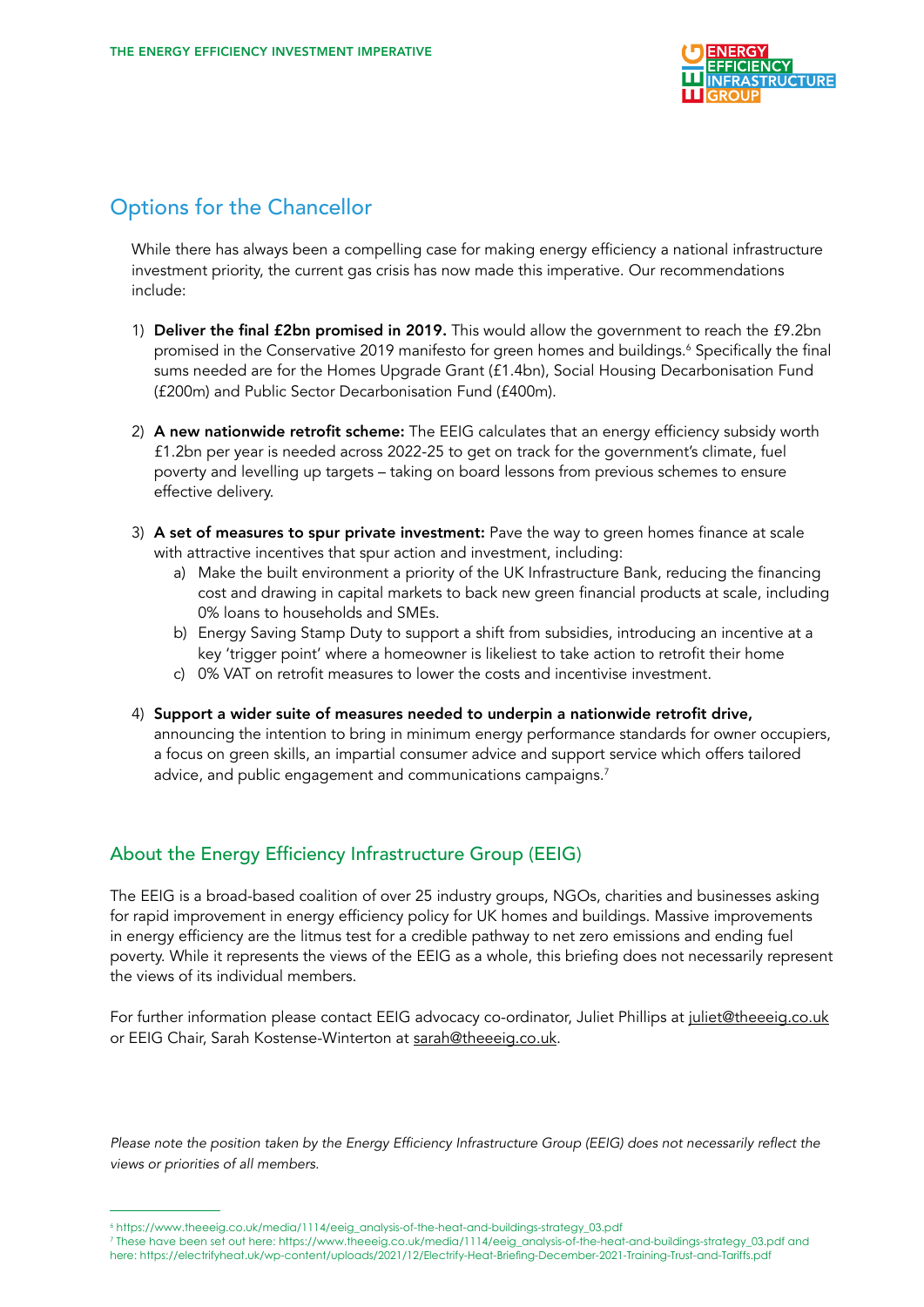## Options for the Chancellor

While there has always been a compelling case for making energy efficiency a national infrastructure investment priority, the current gas crisis has now made this imperative. Our recommendations include:

1) **Deliver the final £2bn promised in 2019.** This would allow the government to reach the £9.2bn promised in the Conservative 2019 manifesto for green homes and buildings.[6] Specifically the final sums needed are for the Homes Upgrade Grant (£1.4bn), Social Housing Decarbonisation Fund (£200m) and Public Sector Decarbonisation Fund (£400m).

2) **A new nationwide retrofit scheme:** The EEIG calculates that an energy efficiency subsidy worth £1.2bn per year is needed across 2022-25 to get on track for the government's climate, fuel poverty and levelling up targets – taking on board lessons from previous schemes to ensure effective delivery.

3) **A set of measures to spur private investment:** Pave the way to green homes finance at scale with attractive incentives that spur action and investment, including:
   a) Make the built environment a priority of the UK Infrastructure Bank, reducing the financing cost and drawing in capital markets to back new green financial products at scale, including 0% loans to households and SMEs.
   b) Energy Saving Stamp Duty to support a shift from subsidies, introducing an incentive at a key 'trigger point' where a homeowner is likeliest to take action to retrofit their home
   c) 0% VAT on retrofit measures to lower the costs and incentivise investment.

4) **Support a wider suite of measures needed to underpin a nationwide retrofit drive,** announcing the intention to bring in minimum energy performance standards for owner occupiers, a focus on green skills, an impartial consumer advice and support service which offers tailored advice, and public engagement and communications campaigns.[7]

## About the Energy Efficiency Infrastructure Group (EEIG)

The EEIG is a broad-based coalition of over 25 industry groups, NGOs, charities and businesses asking for rapid improvement in energy efficiency policy for UK homes and buildings. Massive improvements in energy efficiency are the litmus test for a credible pathway to net zero emissions and ending fuel poverty. While it represents the views of the EEIG as a whole, this briefing does not necessarily represent the views of its individual members.

For further information please contact EEIG advocacy co-ordinator, Juliet Phillips at juliet@theeeig.co.uk or EEIG Chair, Sarah Kostense-Winterton at sarah@theeeig.co.uk.

*Please note the position taken by the Energy Efficiency Infrastructure Group (EEIG) does not necessarily reflect the views or priorities of all members.*

---

[6] https://www.theeeig.co.uk/media/1114/eeig_analysis-of-the-heat-and-buildings-strategy_03.pdf

[7] These have been set out here: https://www.theeeig.co.uk/media/1114/eeig_analysis-of-the-heat-and-buildings-strategy_03.pdf and here: https://electrifyheat.uk/wp-content/uploads/2021/12/Electrify-Heat-Briefing-December-2021-Training-Trust-and-Tariffs.pdf